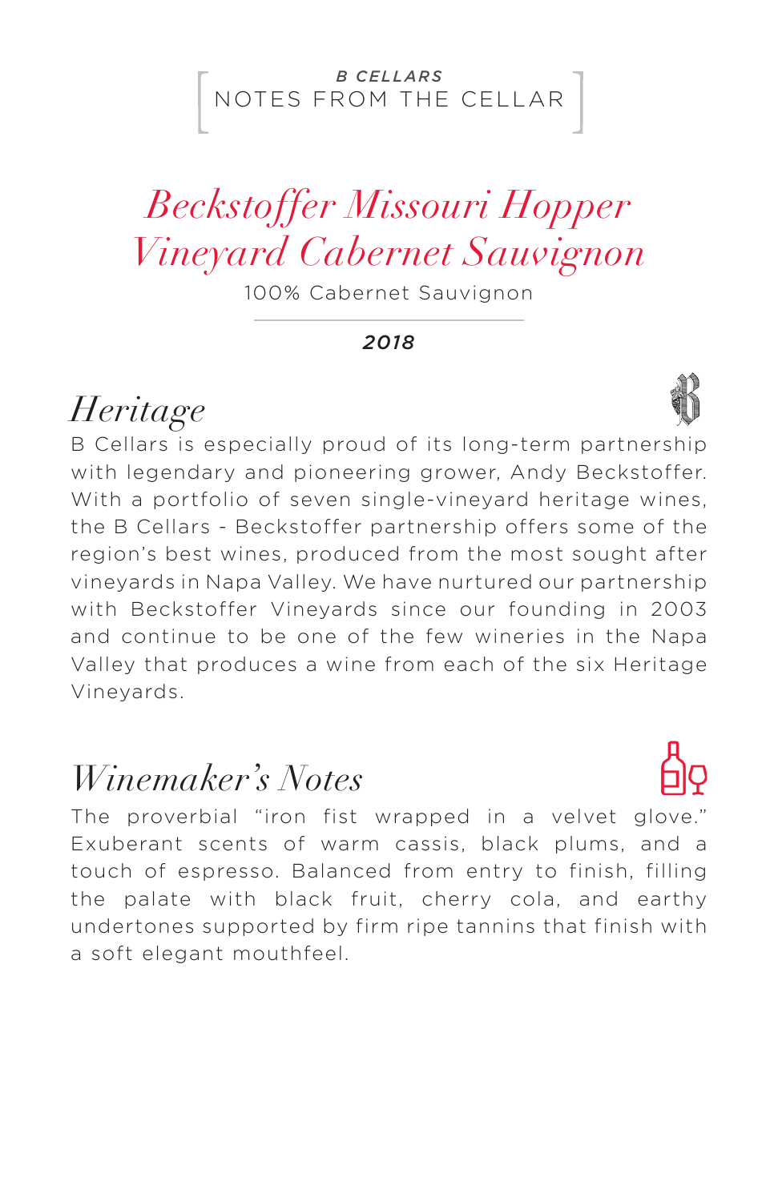***B CELLARS***

[ NOTES FROM THE CELLAR ]

# *Beckstoffer Missouri Hopper Vineyard Cabernet Sauvignon*

100% Cabernet Sauvignon

***2018***

## *Heritage*

B Cellars is especially proud of its long-term partnership with legendary and pioneering grower, Andy Beckstoffer. With a portfolio of seven single-vineyard heritage wines, the B Cellars - Beckstoffer partnership offers some of the region's best wines, produced from the most sought after vineyards in Napa Valley. We have nurtured our partnership with Beckstoffer Vineyards since our founding in 2003 and continue to be one of the few wineries in the Napa Valley that produces a wine from each of the six Heritage Vineyards.

## *Winemaker's Notes*

The proverbial "iron fist wrapped in a velvet glove." Exuberant scents of warm cassis, black plums, and a touch of espresso. Balanced from entry to finish, filling the palate with black fruit, cherry cola, and earthy undertones supported by firm ripe tannins that finish with a soft elegant mouthfeel.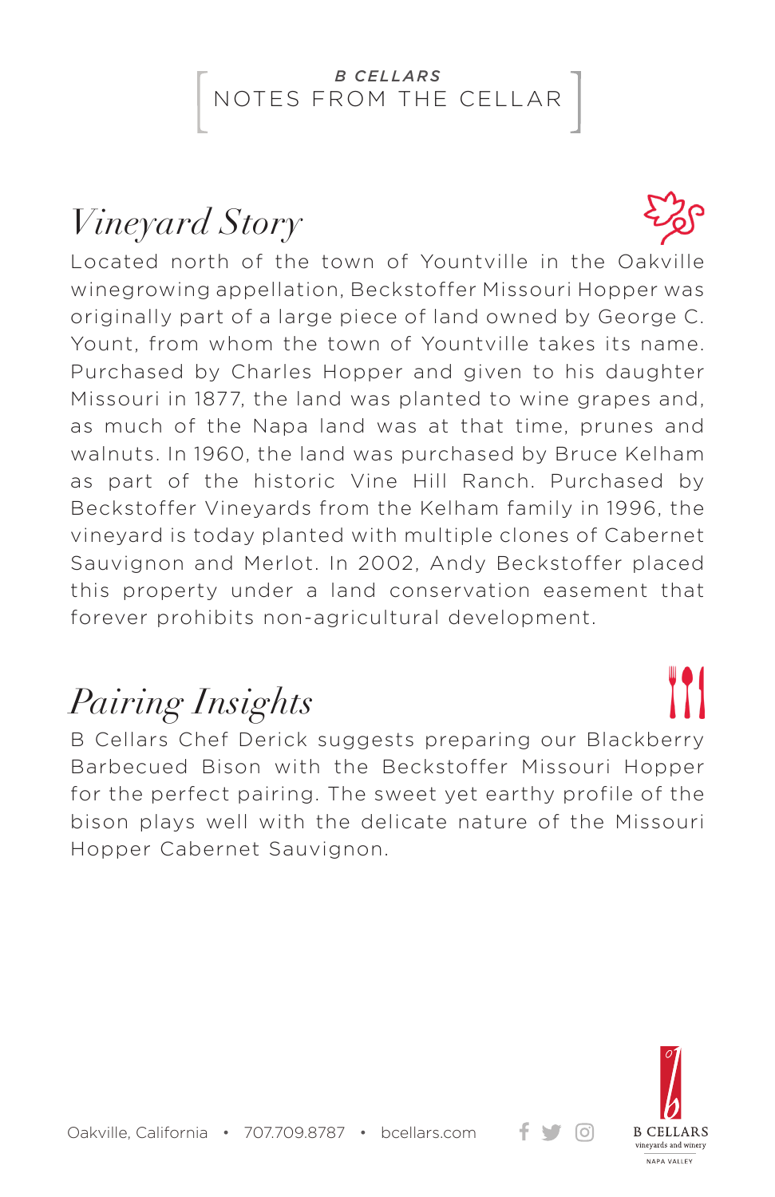**B CELLARS**

NOTES FROM THE CELLAR

# Vineyard Story

Located north of the town of Yountville in the Oakville winegrowing appellation, Beckstoffer Missouri Hopper was originally part of a large piece of land owned by George C. Yount, from whom the town of Yountville takes its name. Purchased by Charles Hopper and given to his daughter Missouri in 1877, the land was planted to wine grapes and, as much of the Napa land was at that time, prunes and walnuts. In 1960, the land was purchased by Bruce Kelham as part of the historic Vine Hill Ranch. Purchased by Beckstoffer Vineyards from the Kelham family in 1996, the vineyard is today planted with multiple clones of Cabernet Sauvignon and Merlot. In 2002, Andy Beckstoffer placed this property under a land conservation easement that forever prohibits non-agricultural development.

# Pairing Insights

B Cellars Chef Derick suggests preparing our Blackberry Barbecued Bison with the Beckstoffer Missouri Hopper for the perfect pairing. The sweet yet earthy profile of the bison plays well with the delicate nature of the Missouri Hopper Cabernet Sauvignon.

Oakville, California • 707.709.8787 • bcellars.com

B CELLARS
vineyards and winery
NAPA VALLEY